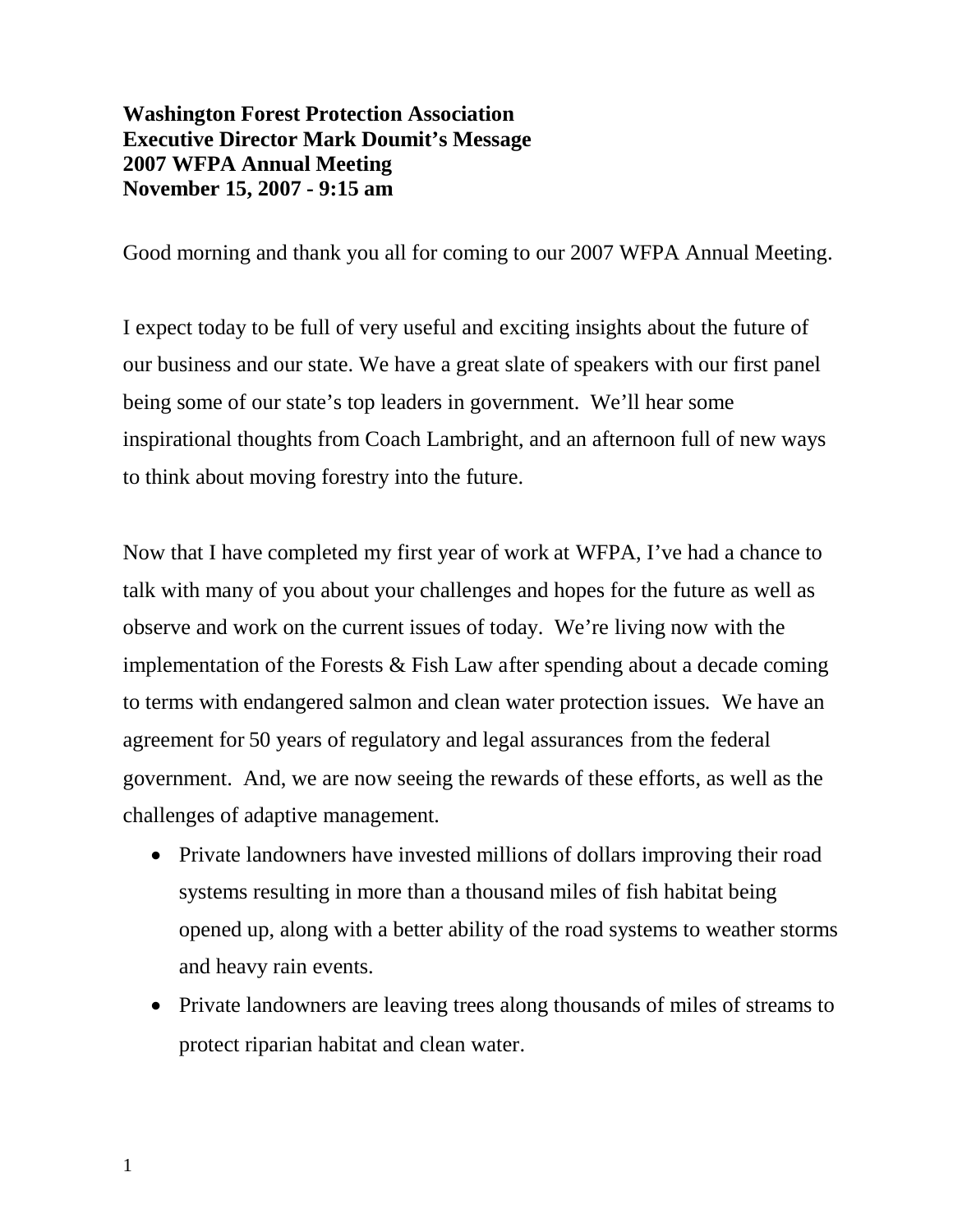**Washington Forest Protection Association**
**Executive Director Mark Doumit's Message**
**2007 WFPA Annual Meeting**
**November 15, 2007 - 9:15 am**

Good morning and thank you all for coming to our 2007 WFPA Annual Meeting.

I expect today to be full of very useful and exciting insights about the future of our business and our state. We have a great slate of speakers with our first panel being some of our state's top leaders in government. We'll hear some inspirational thoughts from Coach Lambright, and an afternoon full of new ways to think about moving forestry into the future.

Now that I have completed my first year of work at WFPA, I've had a chance to talk with many of you about your challenges and hopes for the future as well as observe and work on the current issues of today. We're living now with the implementation of the Forests & Fish Law after spending about a decade coming to terms with endangered salmon and clean water protection issues. We have an agreement for 50 years of regulatory and legal assurances from the federal government. And, we are now seeing the rewards of these efforts, as well as the challenges of adaptive management.

- Private landowners have invested millions of dollars improving their road systems resulting in more than a thousand miles of fish habitat being opened up, along with a better ability of the road systems to weather storms and heavy rain events.
- Private landowners are leaving trees along thousands of miles of streams to protect riparian habitat and clean water.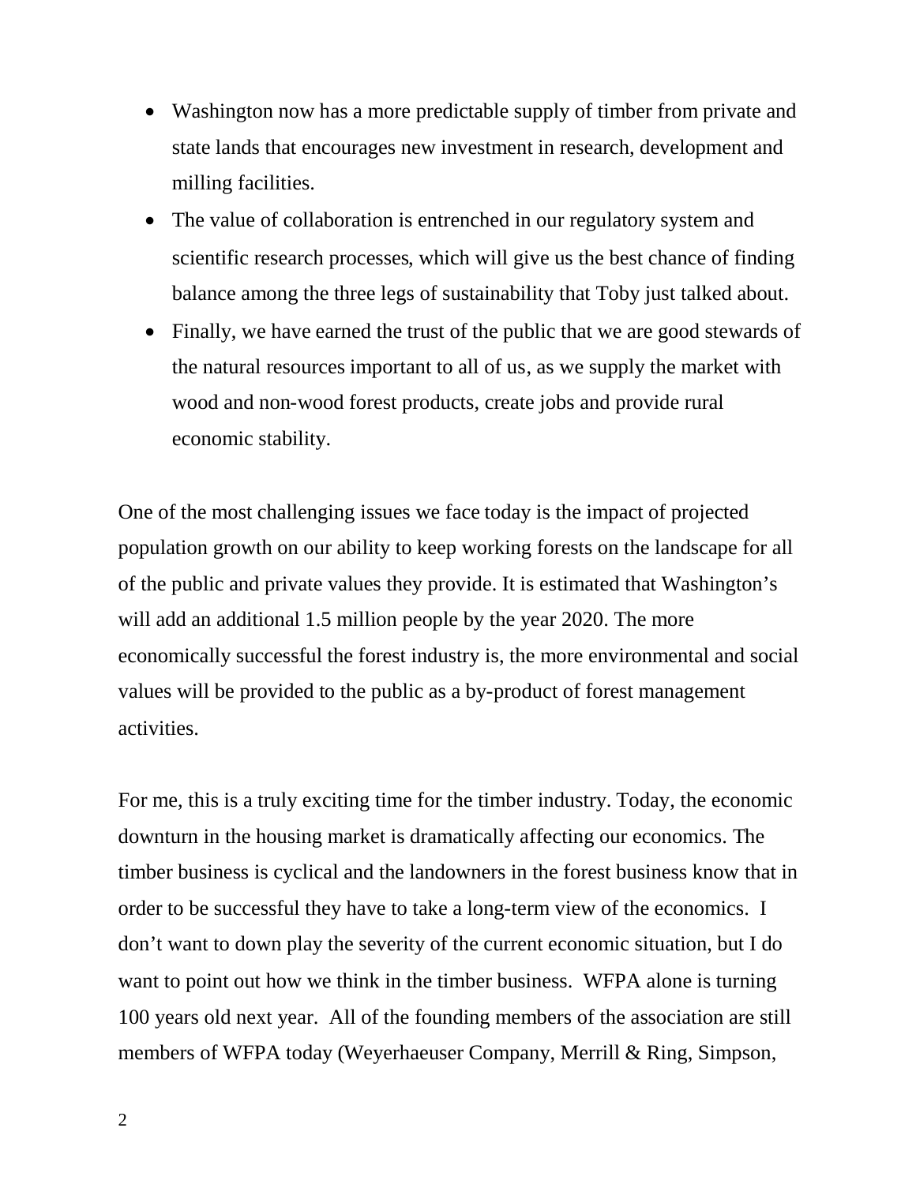- Washington now has a more predictable supply of timber from private and state lands that encourages new investment in research, development and milling facilities.
- The value of collaboration is entrenched in our regulatory system and scientific research processes, which will give us the best chance of finding balance among the three legs of sustainability that Toby just talked about.
- Finally, we have earned the trust of the public that we are good stewards of the natural resources important to all of us, as we supply the market with wood and non-wood forest products, create jobs and provide rural economic stability.

One of the most challenging issues we face today is the impact of projected population growth on our ability to keep working forests on the landscape for all of the public and private values they provide. It is estimated that Washington's will add an additional 1.5 million people by the year 2020. The more economically successful the forest industry is, the more environmental and social values will be provided to the public as a by-product of forest management activities.

For me, this is a truly exciting time for the timber industry. Today, the economic downturn in the housing market is dramatically affecting our economics. The timber business is cyclical and the landowners in the forest business know that in order to be successful they have to take a long-term view of the economics. I don't want to down play the severity of the current economic situation, but I do want to point out how we think in the timber business. WFPA alone is turning 100 years old next year. All of the founding members of the association are still members of WFPA today (Weyerhaeuser Company, Merrill & Ring, Simpson,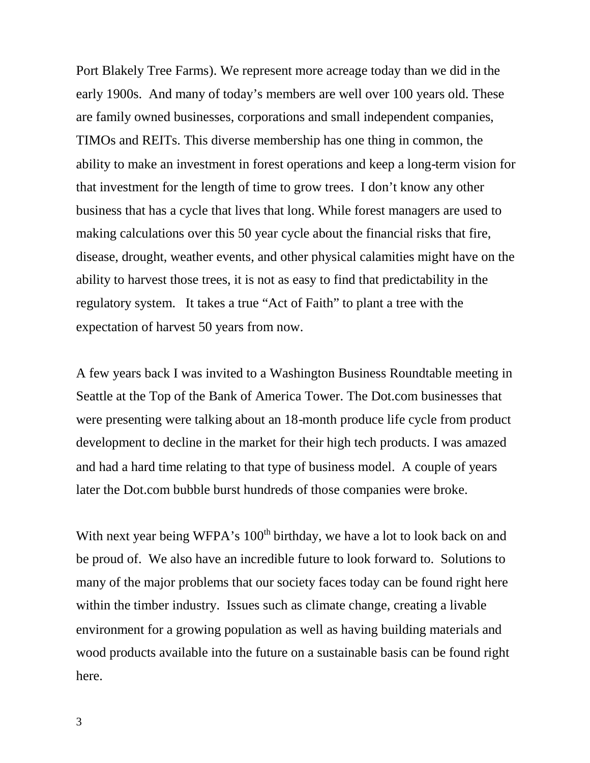Port Blakely Tree Farms). We represent more acreage today than we did in the early 1900s. And many of today's members are well over 100 years old. These are family owned businesses, corporations and small independent companies, TIMOs and REITs. This diverse membership has one thing in common, the ability to make an investment in forest operations and keep a long-term vision for that investment for the length of time to grow trees. I don't know any other business that has a cycle that lives that long. While forest managers are used to making calculations over this 50 year cycle about the financial risks that fire, disease, drought, weather events, and other physical calamities might have on the ability to harvest those trees, it is not as easy to find that predictability in the regulatory system. It takes a true "Act of Faith" to plant a tree with the expectation of harvest 50 years from now.

A few years back I was invited to a Washington Business Roundtable meeting in Seattle at the Top of the Bank of America Tower. The Dot.com businesses that were presenting were talking about an 18-month produce life cycle from product development to decline in the market for their high tech products. I was amazed and had a hard time relating to that type of business model. A couple of years later the Dot.com bubble burst hundreds of those companies were broke.

With next year being WFPA's 100th birthday, we have a lot to look back on and be proud of. We also have an incredible future to look forward to. Solutions to many of the major problems that our society faces today can be found right here within the timber industry. Issues such as climate change, creating a livable environment for a growing population as well as having building materials and wood products available into the future on a sustainable basis can be found right here.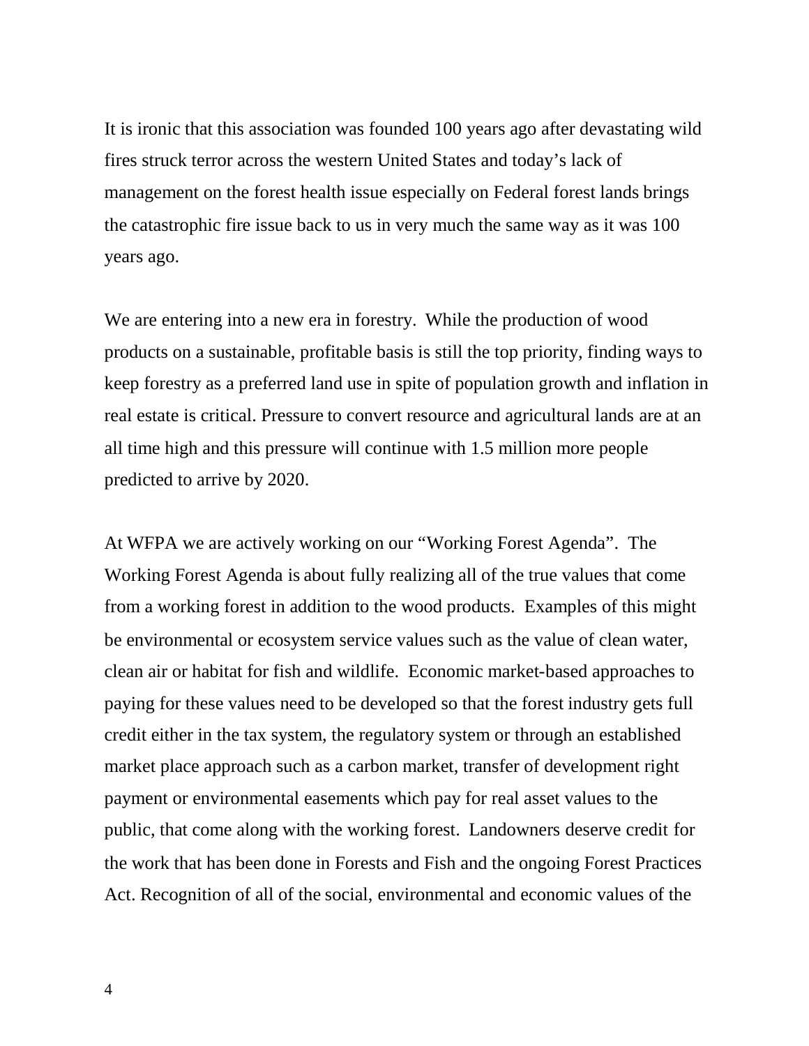It is ironic that this association was founded 100 years ago after devastating wild fires struck terror across the western United States and today's lack of management on the forest health issue especially on Federal forest lands brings the catastrophic fire issue back to us in very much the same way as it was 100 years ago.

We are entering into a new era in forestry. While the production of wood products on a sustainable, profitable basis is still the top priority, finding ways to keep forestry as a preferred land use in spite of population growth and inflation in real estate is critical. Pressure to convert resource and agricultural lands are at an all time high and this pressure will continue with 1.5 million more people predicted to arrive by 2020.

At WFPA we are actively working on our "Working Forest Agenda". The Working Forest Agenda is about fully realizing all of the true values that come from a working forest in addition to the wood products. Examples of this might be environmental or ecosystem service values such as the value of clean water, clean air or habitat for fish and wildlife. Economic market-based approaches to paying for these values need to be developed so that the forest industry gets full credit either in the tax system, the regulatory system or through an established market place approach such as a carbon market, transfer of development right payment or environmental easements which pay for real asset values to the public, that come along with the working forest. Landowners deserve credit for the work that has been done in Forests and Fish and the ongoing Forest Practices Act. Recognition of all of the social, environmental and economic values of the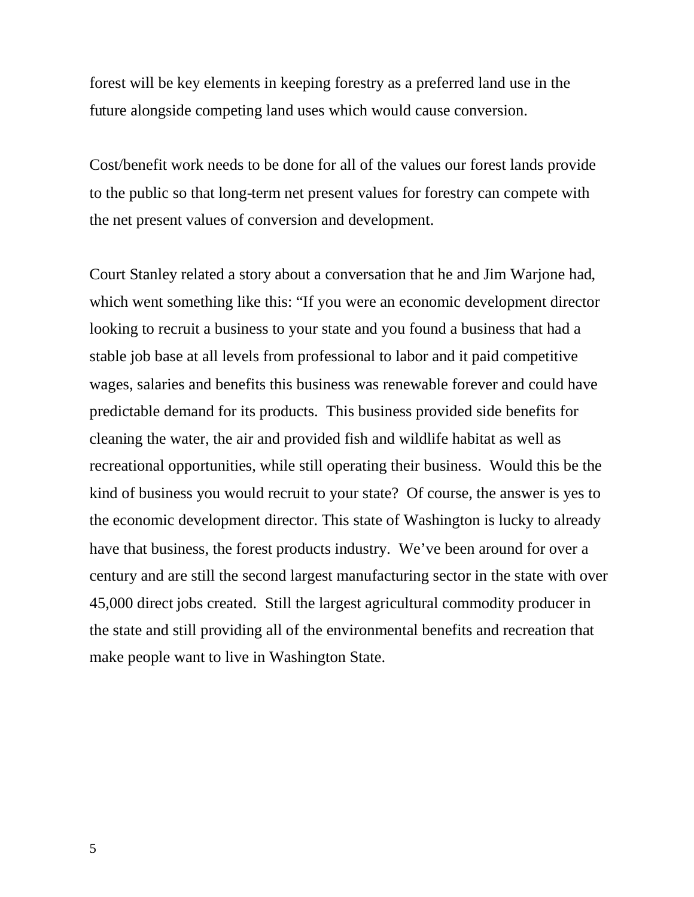forest will be key elements in keeping forestry as a preferred land use in the future alongside competing land uses which would cause conversion.

Cost/benefit work needs to be done for all of the values our forest lands provide to the public so that long-term net present values for forestry can compete with the net present values of conversion and development.

Court Stanley related a story about a conversation that he and Jim Warjone had, which went something like this: "If you were an economic development director looking to recruit a business to your state and you found a business that had a stable job base at all levels from professional to labor and it paid competitive wages, salaries and benefits this business was renewable forever and could have predictable demand for its products. This business provided side benefits for cleaning the water, the air and provided fish and wildlife habitat as well as recreational opportunities, while still operating their business. Would this be the kind of business you would recruit to your state? Of course, the answer is yes to the economic development director. This state of Washington is lucky to already have that business, the forest products industry. We've been around for over a century and are still the second largest manufacturing sector in the state with over 45,000 direct jobs created. Still the largest agricultural commodity producer in the state and still providing all of the environmental benefits and recreation that make people want to live in Washington State.